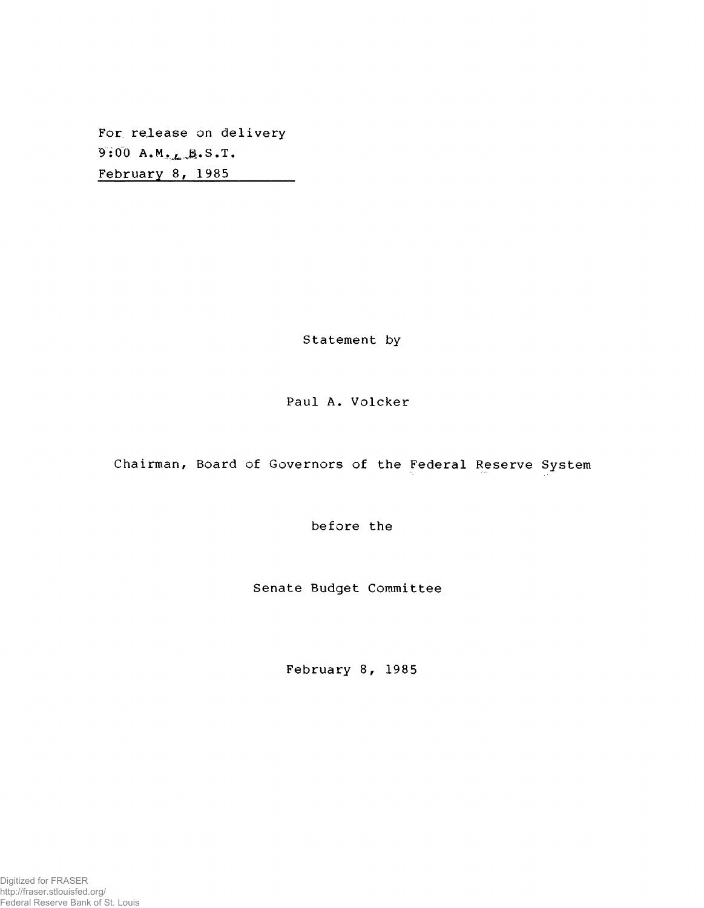For release on delivery
9:00 A.M., E.S.T.
February 8, 1985

Statement by

Paul A. Volcker

Chairman, Board of Governors of the Federal Reserve System

before the

Senate Budget Committee

February 8, 1985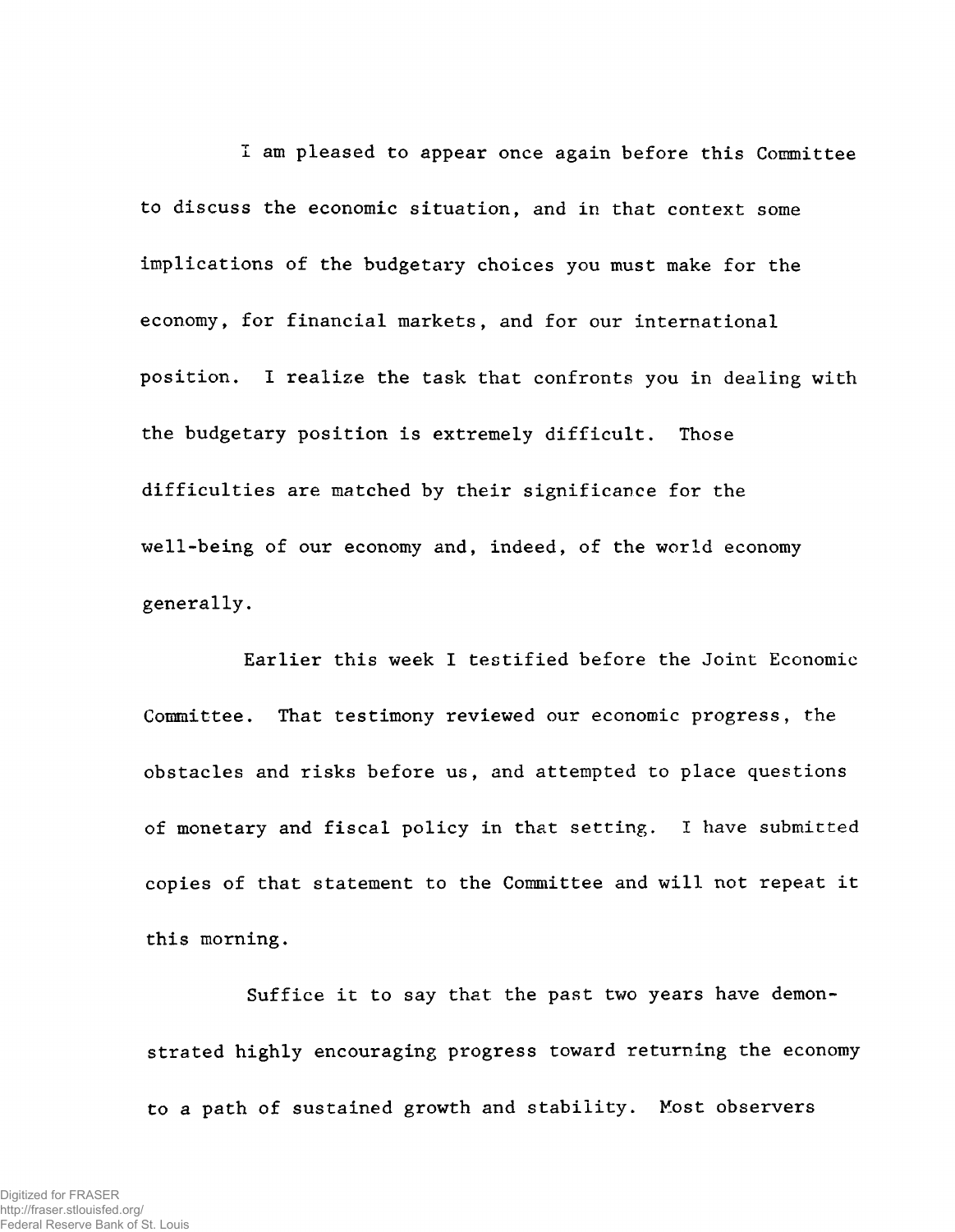I am pleased to appear once again before this Committee to discuss the economic situation, and in that context some implications of the budgetary choices you must make for the economy, for financial markets, and for our international position. I realize the task that confronts you in dealing with the budgetary position is extremely difficult. Those difficulties are matched by their significance for the well-being of our economy and, indeed, of the world economy generally.

Earlier this week I testified before the Joint Economic Committee. That testimony reviewed our economic progress, the obstacles and risks before us, and attempted to place questions of monetary and fiscal policy in that setting. I have submitted copies of that statement to the Committee and will not repeat it this morning.

Suffice it to say that the past two years have demonstrated highly encouraging progress toward returning the economy to a path of sustained growth and stability. Most observers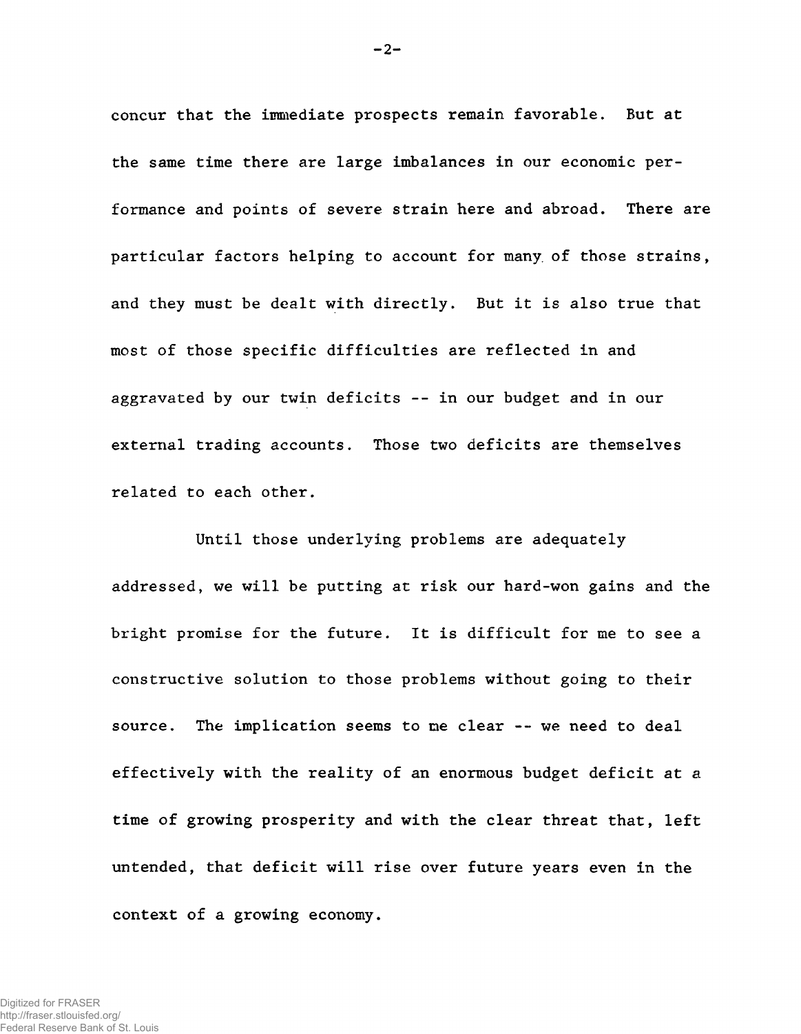concur that the immediate prospects remain favorable. But at the same time there are large imbalances in our economic performance and points of severe strain here and abroad. There are particular factors helping to account for many of those strains, and they must be dealt with directly. But it is also true that most of those specific difficulties are reflected in and aggravated by our twin deficits -- in our budget and in our external trading accounts. Those two deficits are themselves related to each other.

Until those underlying problems are adequately addressed, we will be putting at risk our hard-won gains and the bright promise for the future. It is difficult for me to see a constructive solution to those problems without going to their source. The implication seems to me clear -- we need to deal effectively with the reality of an enormous budget deficit at a time of growing prosperity and with the clear threat that, left untended, that deficit will rise over future years even in the context of a growing economy.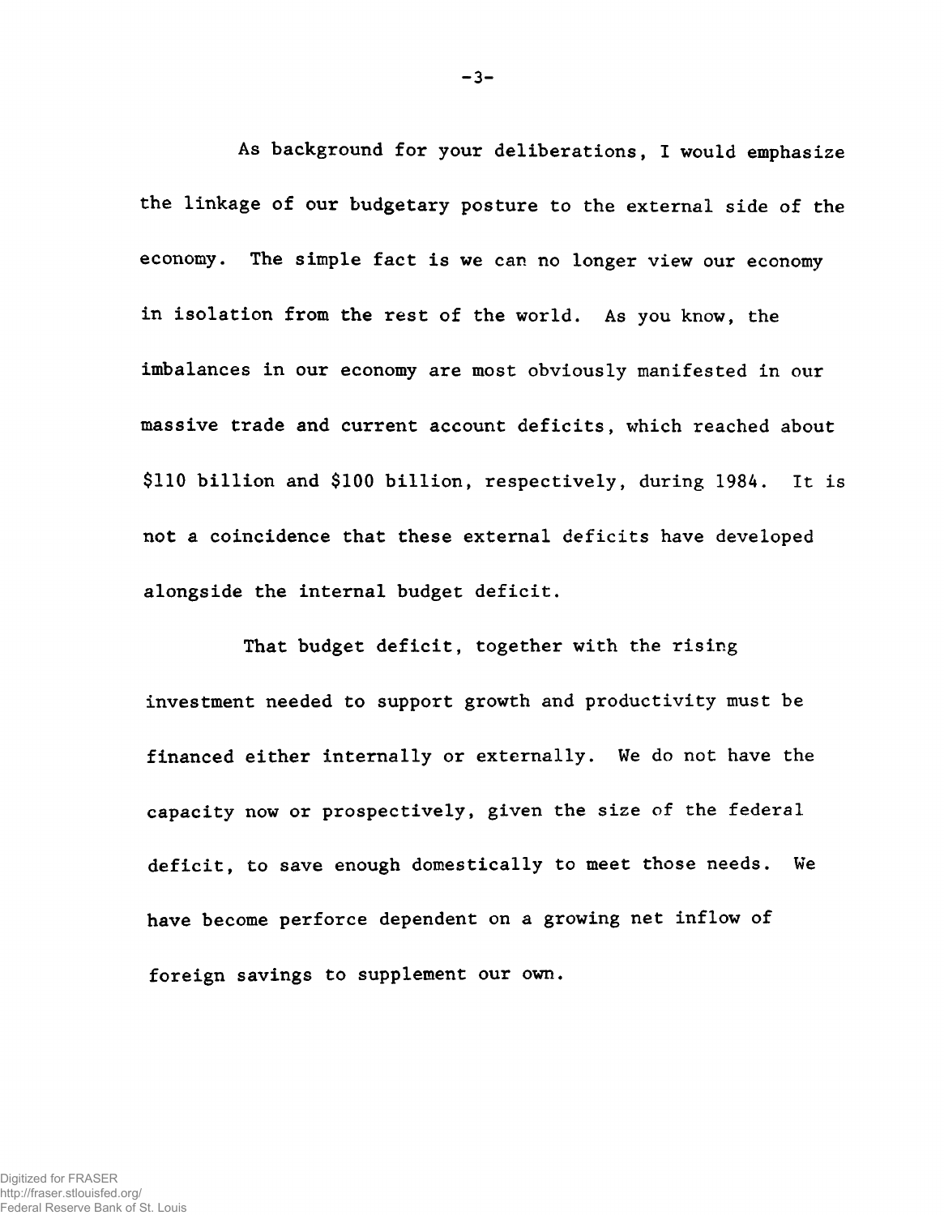As background for your deliberations, I would emphasize the linkage of our budgetary posture to the external side of the economy. The simple fact is we can no longer view our economy in isolation from the rest of the world. As you know, the imbalances in our economy are most obviously manifested in our massive trade and current account deficits, which reached about $110 billion and $100 billion, respectively, during 1984. It is not a coincidence that these external deficits have developed alongside the internal budget deficit.

That budget deficit, together with the rising investment needed to support growth and productivity must be financed either internally or externally. We do not have the capacity now or prospectively, given the size of the federal deficit, to save enough domestically to meet those needs. We have become perforce dependent on a growing net inflow of foreign savings to supplement our own.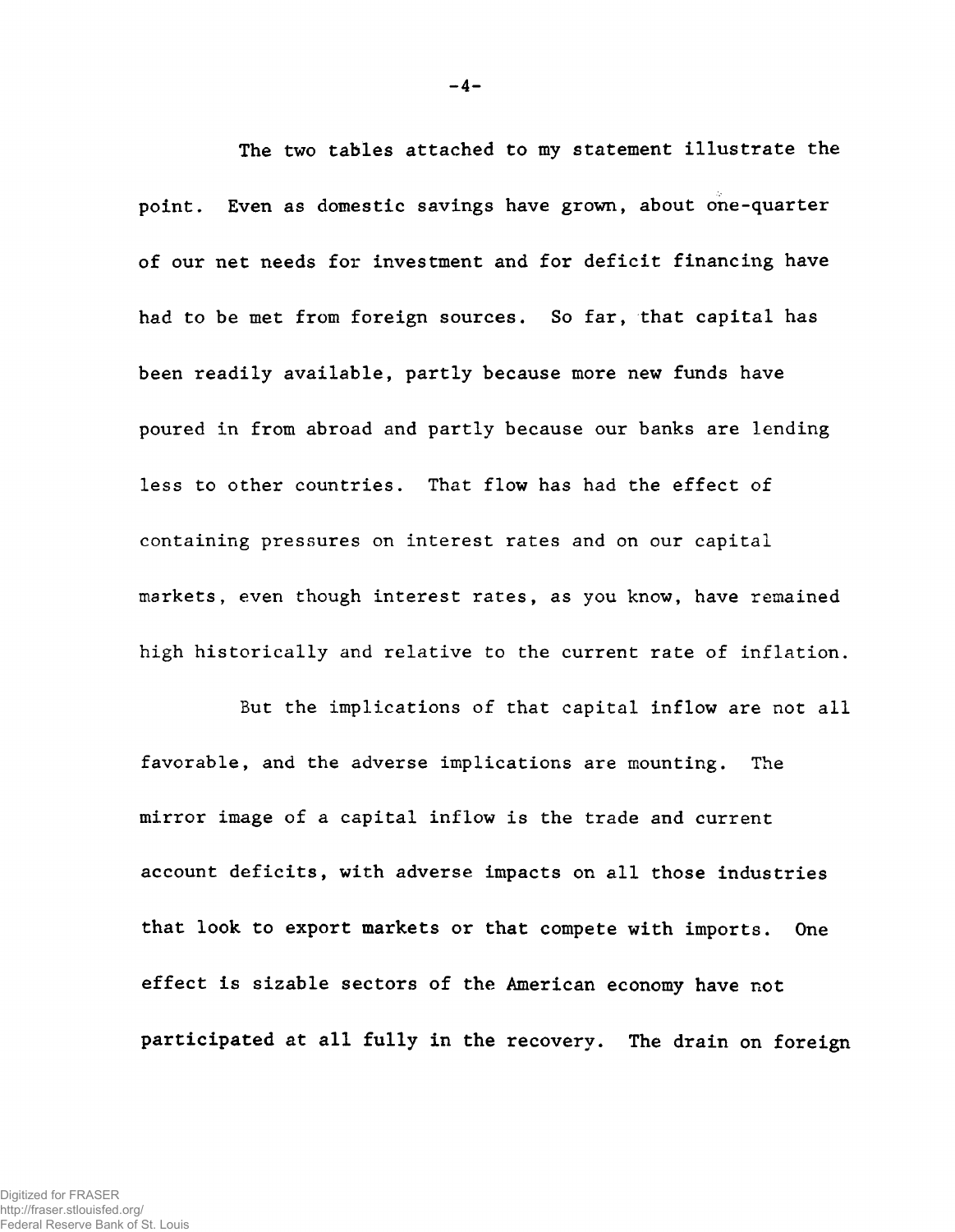The two tables attached to my statement illustrate the point. Even as domestic savings have grown, about one-quarter of our net needs for investment and for deficit financing have had to be met from foreign sources. So far, that capital has been readily available, partly because more new funds have poured in from abroad and partly because our banks are lending less to other countries. That flow has had the effect of containing pressures on interest rates and on our capital markets, even though interest rates, as you know, have remained high historically and relative to the current rate of inflation.

But the implications of that capital inflow are not all favorable, and the adverse implications are mounting. The mirror image of a capital inflow is the trade and current account deficits, with adverse impacts on all those industries that look to export markets or that compete with imports. One effect is sizable sectors of the American economy have not participated at all fully in the recovery. The drain on foreign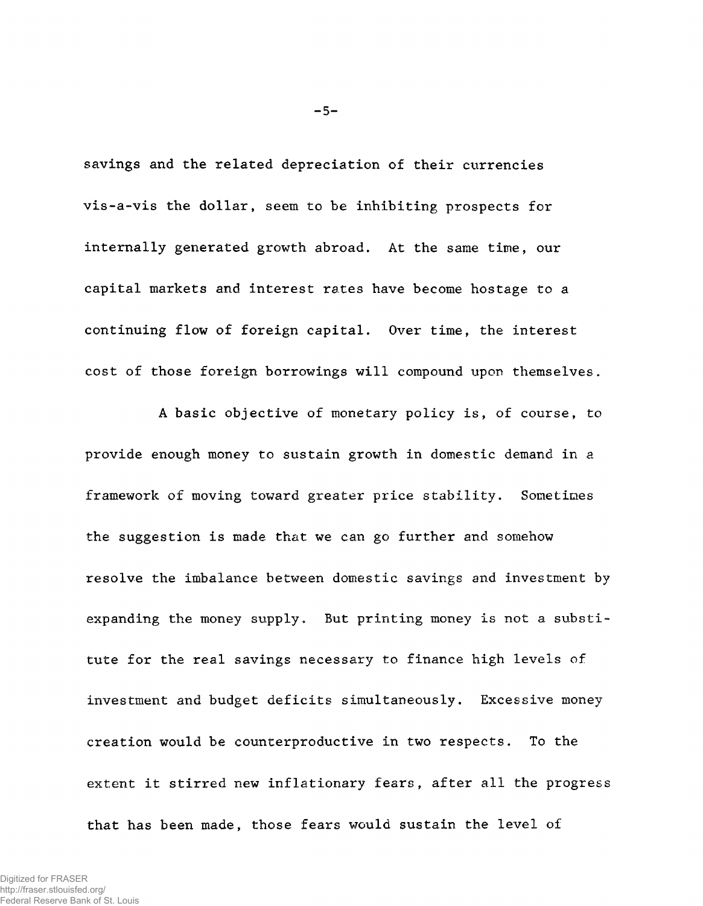savings and the related depreciation of their currencies vis-a-vis the dollar, seem to be inhibiting prospects for internally generated growth abroad. At the same time, our capital markets and interest rates have become hostage to a continuing flow of foreign capital. Over time, the interest cost of those foreign borrowings will compound upon themselves.

A basic objective of monetary policy is, of course, to provide enough money to sustain growth in domestic demand in a framework of moving toward greater price stability. Sometimes the suggestion is made that we can go further and somehow resolve the imbalance between domestic savings and investment by expanding the money supply. But printing money is not a substitute for the real savings necessary to finance high levels of investment and budget deficits simultaneously. Excessive money creation would be counterproductive in two respects. To the extent it stirred new inflationary fears, after all the progress that has been made, those fears would sustain the level of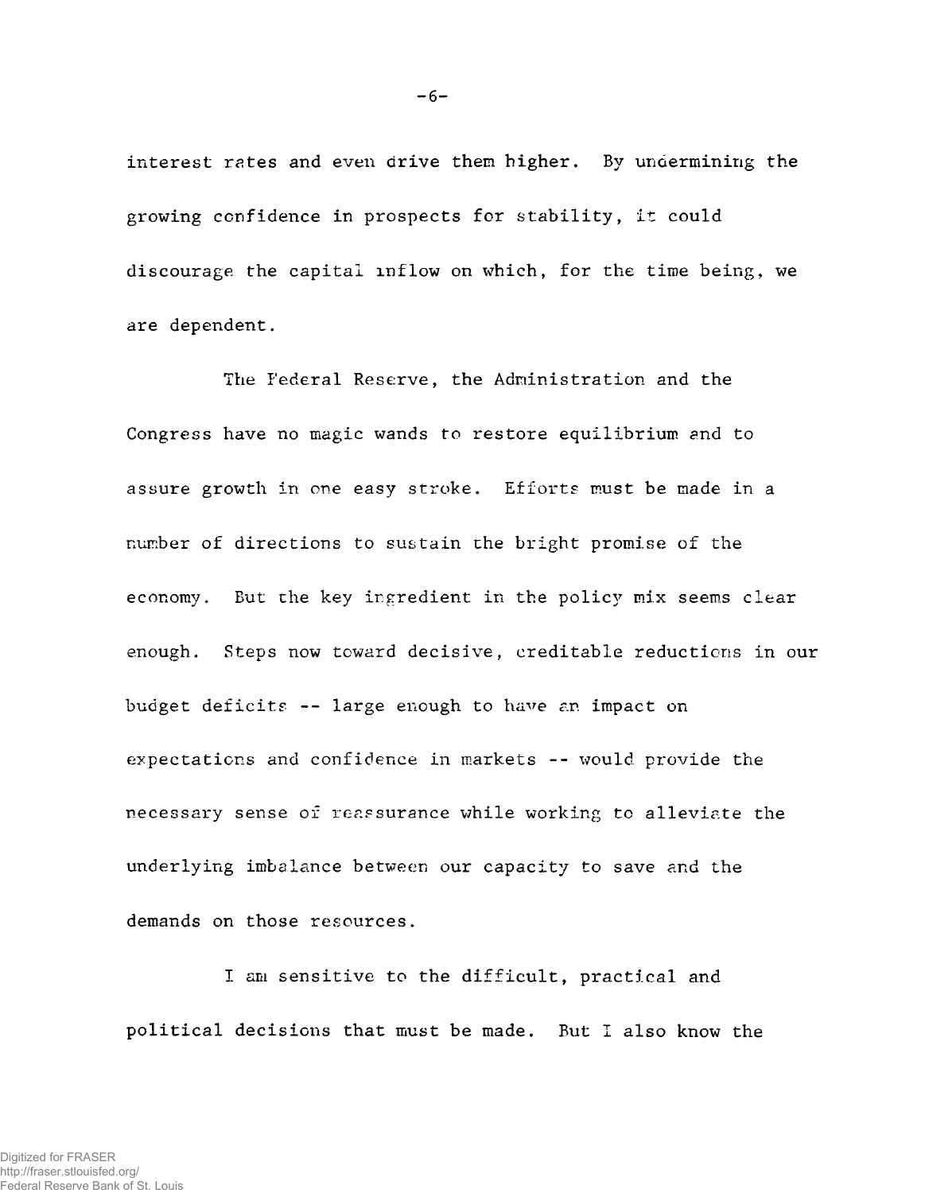interest rates and even drive them higher. By undermining the growing confidence in prospects for stability, it could discourage the capital inflow on which, for the time being, we are dependent.

The Federal Reserve, the Administration and the Congress have no magic wands to restore equilibrium and to assure growth in one easy stroke. Efforts must be made in a number of directions to sustain the bright promise of the economy. But the key ingredient in the policy mix seems clear enough. Steps now toward decisive, creditable reductions in our budget deficits -- large enough to have an impact on expectations and confidence in markets -- would provide the necessary sense of reassurance while working to alleviate the underlying imbalance between our capacity to save and the demands on those resources.

I am sensitive to the difficult, practical and political decisions that must be made. But I also know the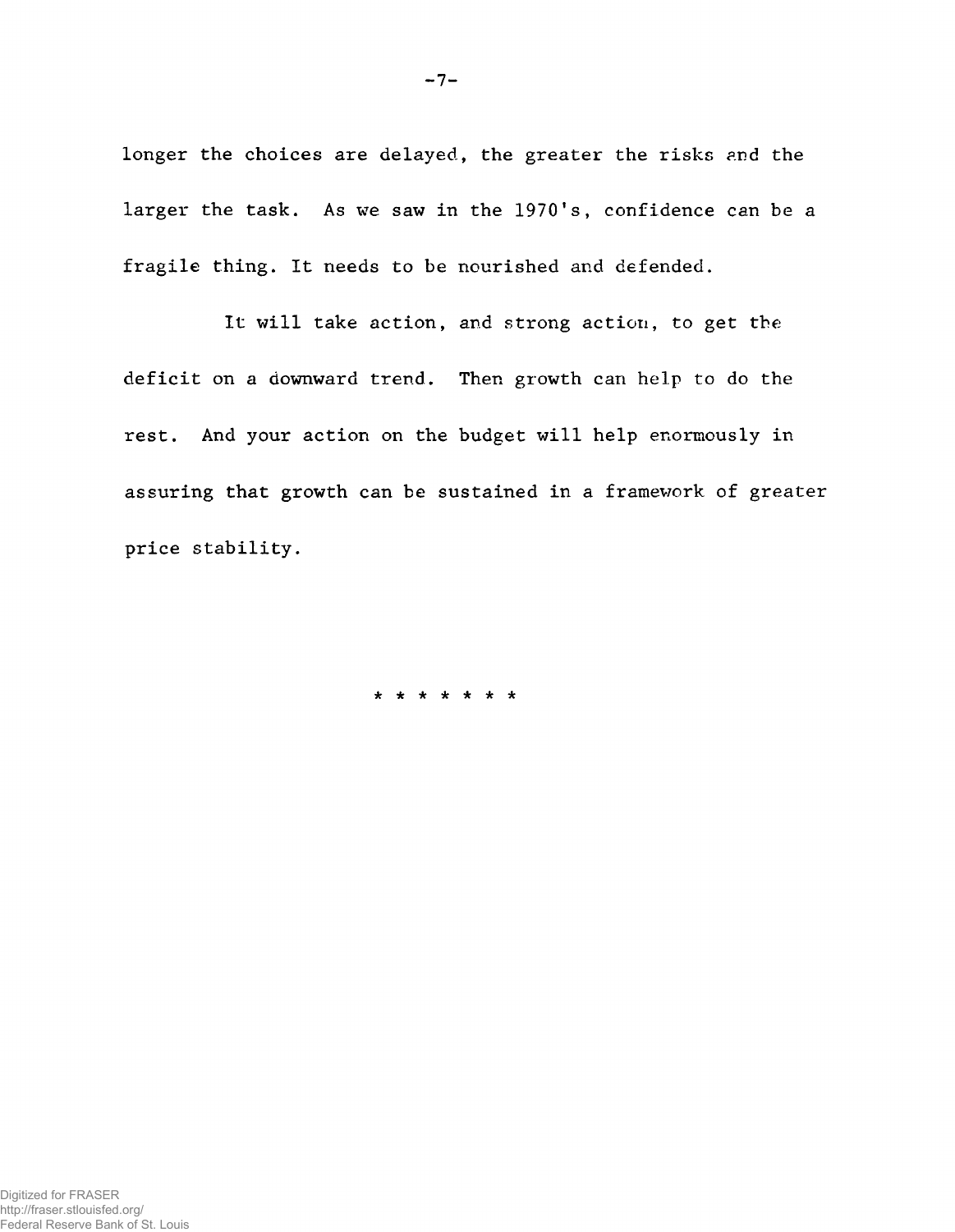longer the choices are delayed, the greater the risks and the larger the task. As we saw in the 1970's, confidence can be a fragile thing. It needs to be nourished and defended.

It will take action, and strong action, to get the deficit on a downward trend. Then growth can help to do the rest. And your action on the budget will help enormously in assuring that growth can be sustained in a framework of greater price stability.

* * * * * * *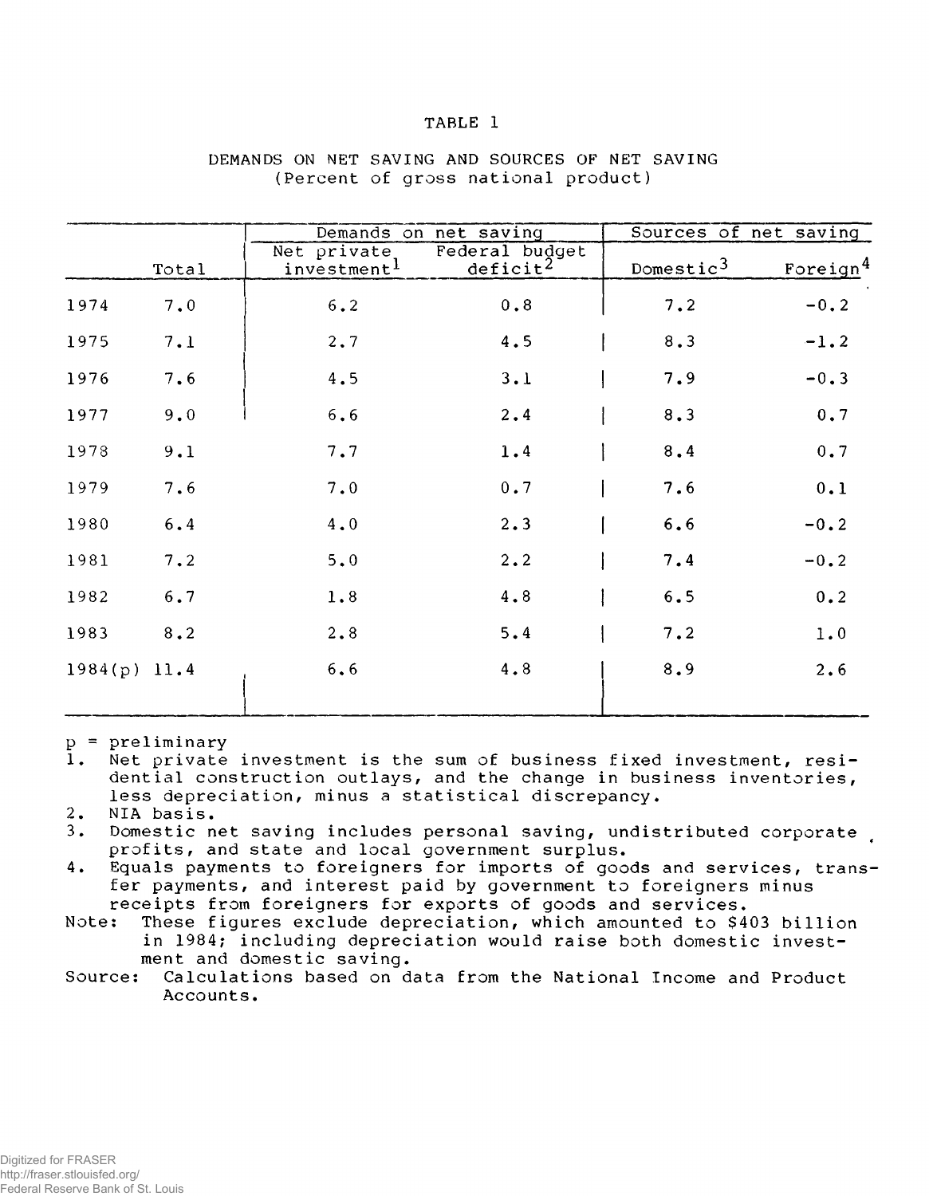TABLE 1

DEMANDS ON NET SAVING AND SOURCES OF NET SAVING
(Percent of gross national product)

| | Total | Demands on net saving | | Sources of net saving | |
|---|---|---|---|---|---|
| | | Net private investment[1] | Federal budget deficit[2] | Domestic[3] | Foreign[4] |
| 1974 | 7.0 | 6.2 | 0.8 | 7.2 | -0.2 |
| 1975 | 7.1 | 2.7 | 4.5 | 8.3 | -1.2 |
| 1976 | 7.6 | 4.5 | 3.1 | 7.9 | -0.3 |
| 1977 | 9.0 | 6.6 | 2.4 | 8.3 | 0.7 |
| 1978 | 9.1 | 7.7 | 1.4 | 8.4 | 0.7 |
| 1979 | 7.6 | 7.0 | 0.7 | 7.6 | 0.1 |
| 1980 | 6.4 | 4.0 | 2.3 | 6.6 | -0.2 |
| 1981 | 7.2 | 5.0 | 2.2 | 7.4 | -0.2 |
| 1982 | 6.7 | 1.8 | 4.8 | 6.5 | 0.2 |
| 1983 | 8.2 | 2.8 | 5.4 | 7.2 | 1.0 |
| 1984(p) | 11.4 | 6.6 | 4.8 | 8.9 | 2.6 |

p = preliminary

1. Net private investment is the sum of business fixed investment, residential construction outlays, and the change in business inventories, less depreciation, minus a statistical discrepancy.
2. NIA basis.
3. Domestic net saving includes personal saving, undistributed corporate profits, and state and local government surplus.
4. Equals payments to foreigners for imports of goods and services, transfer payments, and interest paid by government to foreigners minus receipts from foreigners for exports of goods and services.

Note: These figures exclude depreciation, which amounted to $403 billion in 1984; including depreciation would raise both domestic investment and domestic saving.

Source: Calculations based on data from the National Income and Product Accounts.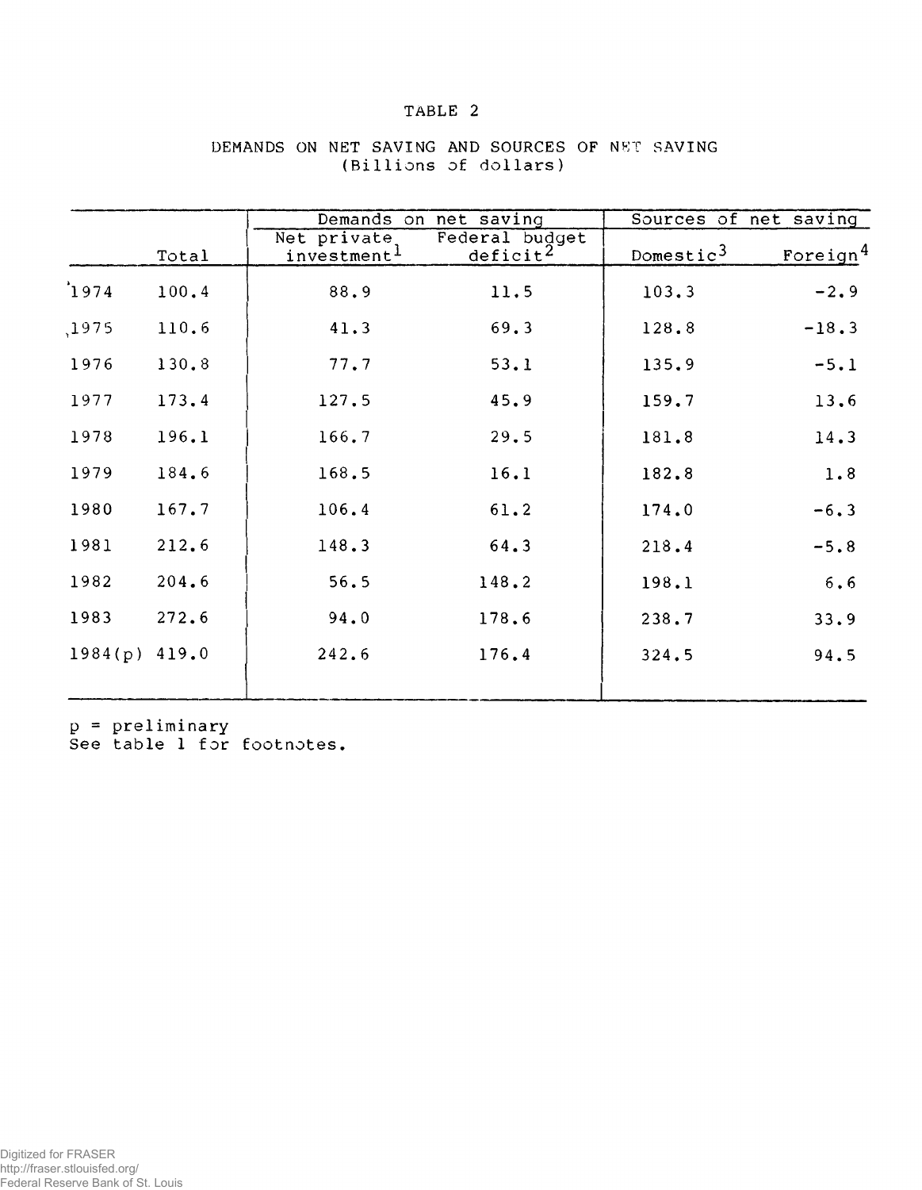TABLE 2

DEMANDS ON NET SAVING AND SOURCES OF NET SAVING
(Billions of dollars)

| | Total | Demands on net saving | | Sources of net saving | |
|---|---|---|---|---|---|
| | | Net private investment[1] | Federal budget deficit[2] | Domestic[3] | Foreign[4] |
| 1974 | 100.4 | 88.9 | 11.5 | 103.3 | -2.9 |
| 1975 | 110.6 | 41.3 | 69.3 | 128.8 | -18.3 |
| 1976 | 130.8 | 77.7 | 53.1 | 135.9 | -5.1 |
| 1977 | 173.4 | 127.5 | 45.9 | 159.7 | 13.6 |
| 1978 | 196.1 | 166.7 | 29.5 | 181.8 | 14.3 |
| 1979 | 184.6 | 168.5 | 16.1 | 182.8 | 1.8 |
| 1980 | 167.7 | 106.4 | 61.2 | 174.0 | -6.3 |
| 1981 | 212.6 | 148.3 | 64.3 | 218.4 | -5.8 |
| 1982 | 204.6 | 56.5 | 148.2 | 198.1 | 6.6 |
| 1983 | 272.6 | 94.0 | 178.6 | 238.7 | 33.9 |
| 1984(p) | 419.0 | 242.6 | 176.4 | 324.5 | 94.5 |

p = preliminary
See table 1 for footnotes.